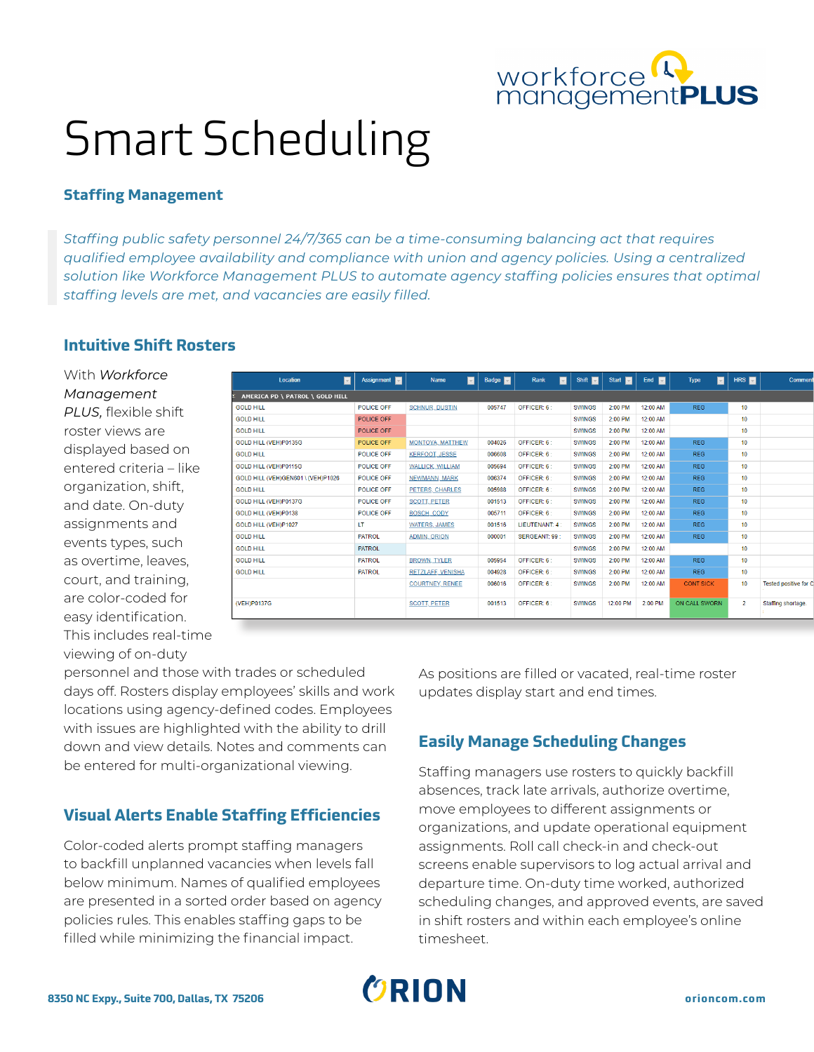# Smart Scheduling

### Staffing Management

*Staffing public safety personnel 24/7/365 can be a time-consuming balancing act that requires qualified employee availability and compliance with union and agency policies. Using a centralized solution like Workforce Management PLUS to automate agency staffing policies ensures that optimal staffing levels are met, and vacancies are easily filled.*

### Intuitive Shift Rosters

| Location | Assignment | Name | Badge | Rank | Shift | Start | End | Type | HRS | Comment |
|---|---|---|---|---|---|---|---|---|---|---|
| AMERICA PD \ PATROL \ GOLD HILL | | | | | | | | | | |
| GOLD HILL | POLICE OFF | SCHNUR, DUSTIN | 005747 | OFFICER: 6 | SWINGS | 2:00 PM | 12:00 AM | REG | 10 | |
| GOLD HILL | POLICE OFF | | | | SWINGS | 2:00 PM | 12:00 AM | | 10 | |
| GOLD HILL | POLICE OFF | | | | SWINGS | 2:00 PM | 12:00 AM | | 10 | |
| GOLD HILL (VEH)P0135G | POLICE OFF | MONTOYA, MATTHEW | 004026 | OFFICER: 6 | SWINGS | 2:00 PM | 12:00 AM | REG | 10 | |
| GOLD HILL | POLICE OFF | KERFOOT, JESSE | 006608 | OFFICER: 6 | SWINGS | 2:00 PM | 12:00 AM | REG | 10 | |
| GOLD HILL (VEH)P0115G | POLICE OFF | WALLICK, WILLIAM | 005694 | OFFICER: 6 | SWINGS | 2:00 PM | 12:00 AM | REG | 10 | |
| GOLD HILL (VEH)GEN601 \ (VEH)P1026 | POLICE OFF | NEWMANN, MARK | 006374 | OFFICER: 6 | SWINGS | 2:00 PM | 12:00 AM | REG | 10 | |
| GOLD HILL | POLICE OFF | PETERS, CHARLES | 005988 | OFFICER: 6 | SWINGS | 2:00 PM | 12:00 AM | REG | 10 | |
| GOLD HILL (VEH)P0137G | POLICE OFF | SCOTT, PETER | 001513 | OFFICER: 6 | SWINGS | 2:00 PM | 12:00 AM | REG | 10 | |
| GOLD HILL (VEH)P0138 | POLICE OFF | BOSCH, CODY | 005711 | OFFICER: 6 | SWINGS | 2:00 PM | 12:00 AM | REG | 10 | |
| GOLD HILL (VEH)P1027 | LT | WATERS, JAMES | 001516 | LIEUTENANT: 4 | SWINGS | 2:00 PM | 12:00 AM | REG | 10 | |
| GOLD HILL | PATROL | ADMIN, ORION | 000001 | SERGEANT: 99 | SWINGS | 2:00 PM | 12:00 AM | REG | 10 | |
| GOLD HILL | PATROL | | | | SWINGS | 2:00 PM | 12:00 AM | | 10 | |
| GOLD HILL | PATROL | BROWN, TYLER | 005954 | OFFICER: 6 | SWINGS | 2:00 PM | 12:00 AM | REG | 10 | |
| GOLD HILL | PATROL | RETZLAFF, VENISHA | 004928 | OFFICER: 6 | SWINGS | 2:00 PM | 12:00 AM | REG | 10 | |
| | | COURTNEY, RENEE | 006016 | OFFICER: 6 | SWINGS | 2:00 PM | 12:00 AM | CONT SICK | 10 | Tested positive for C |
| (VEH)P0137G | | SCOTT, PETER | 001513 | OFFICER: 6 | SWINGS | 12:00 PM | 2:00 PM | ON CALL SWORN | 2 | Staffing shortage. |

With *Workforce Management PLUS,* flexible shift roster views are displayed based on entered criteria – like organization, shift, and date. On-duty assignments and events types, such as overtime, leaves, court, and training, are color-coded for easy identification. This includes real-time viewing of on-duty personnel and those with trades or scheduled days off. Rosters display employees' skills and work locations using agency-defined codes. Employees with issues are highlighted with the ability to drill down and view details. Notes and comments can be entered for multi-organizational viewing.

### Visual Alerts Enable Staffing Efficiencies

Color-coded alerts prompt staffing managers to backfill unplanned vacancies when levels fall below minimum. Names of qualified employees are presented in a sorted order based on agency policies rules. This enables staffing gaps to be filled while minimizing the financial impact.

As positions are filled or vacated, real-time roster updates display start and end times.

### Easily Manage Scheduling Changes

Staffing managers use rosters to quickly backfill absences, track late arrivals, authorize overtime, move employees to different assignments or organizations, and update operational equipment assignments. Roll call check-in and check-out screens enable supervisors to log actual arrival and departure time. On-duty time worked, authorized scheduling changes, and approved events, are saved in shift rosters and within each employee's online timesheet.

8350 NC Expy., Suite 700, Dallas, TX 75206

orioncom.com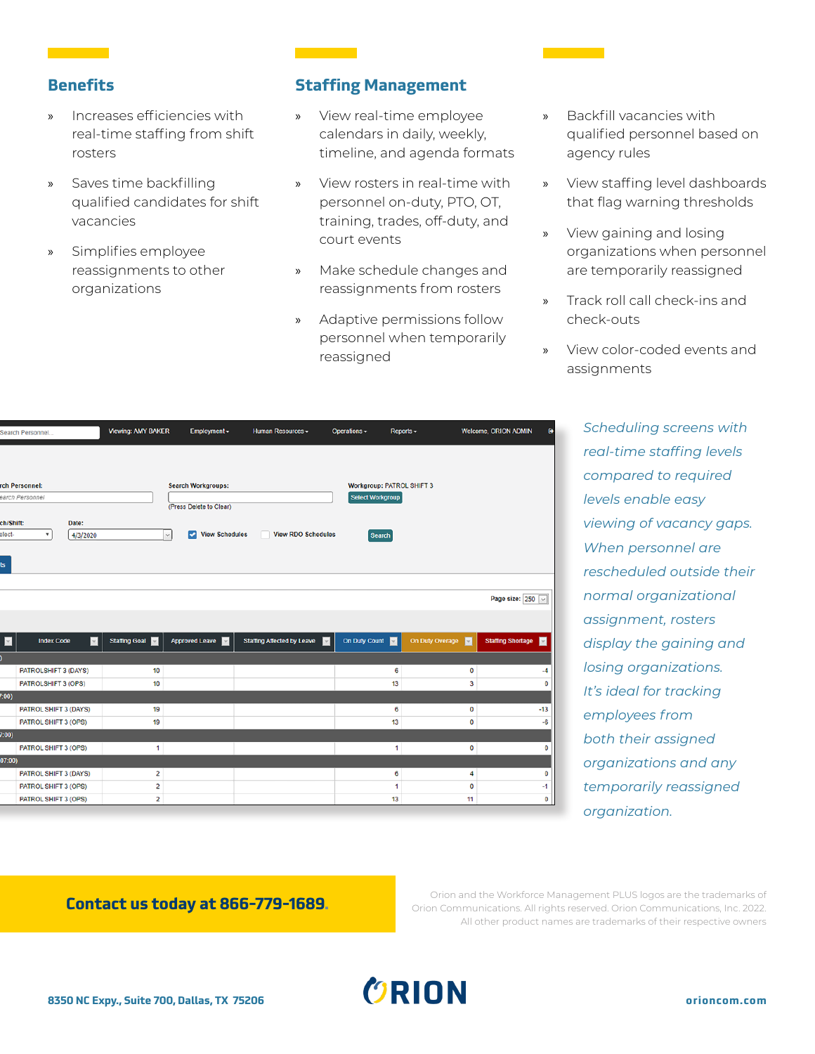## Benefits

- Increases efficiencies with real-time staffing from shift rosters
- Saves time backfilling qualified candidates for shift vacancies
- Simplifies employee reassignments to other organizations

## Staffing Management

- View real-time employee calendars in daily, weekly, timeline, and agenda formats
- View rosters in real-time with personnel on-duty, PTO, OT, training, trades, off-duty, and court events
- Make schedule changes and reassignments from rosters
- Adaptive permissions follow personnel when temporarily reassigned
- Backfill vacancies with qualified personnel based on agency rules
- View staffing level dashboards that flag warning thresholds
- View gaining and losing organizations when personnel are temporarily reassigned
- Track roll call check-ins and check-outs
- View color-coded events and assignments

*Scheduling screens with real-time staffing levels compared to required levels enable easy viewing of vacancy gaps. When personnel are rescheduled outside their normal organizational assignment, rosters display the gaining and losing organizations. It's ideal for tracking employees from both their assigned organizations and any temporarily reassigned organization.*

**Contact us today at 866-779-1689.**

Orion and the Workforce Management PLUS logos are the trademarks of Orion Communications. All rights reserved. Orion Communications, Inc. 2022. All other product names are trademarks of their respective owners

**8350 NC Expy., Suite 700, Dallas, TX 75206**

ORION

**orioncom.com**